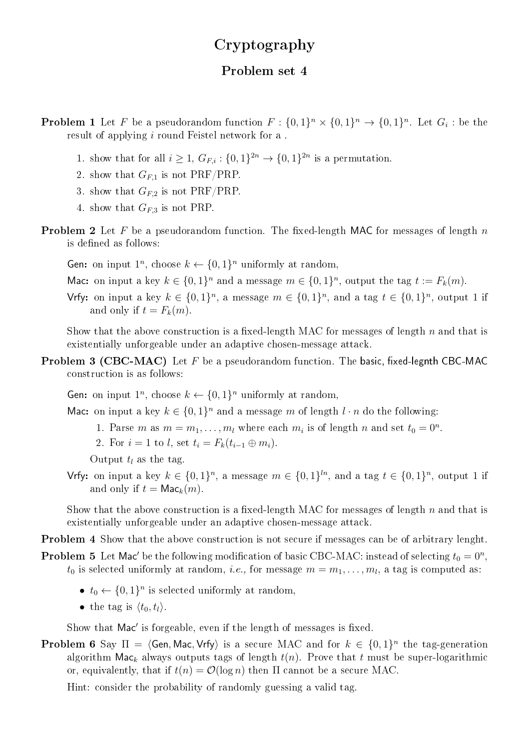# Cryptography

## Problem set 4

**Problem 1** Let $F$ be a pseudorandom function $F : \{0,1\}^n \times \{0,1\}^n \to \{0,1\}^n$. Let $G_i$ : be the result of applying $i$ round Feistel network for a .

1. show that for all $i \geq 1$, $G_{F,i} : \{0,1\}^{2n} \to \{0,1\}^{2n}$ is a permutation.
2. show that $G_{F,1}$ is not PRF/PRP.
3. show that $G_{F,2}$ is not PRF/PRP.
4. show that $G_{F,3}$ is not PRP.

**Problem 2** Let $F$ be a pseudorandom function. The fixed-length MAC for messages of length $n$ is defined as follows:

Gen: on input $1^n$, choose $k \leftarrow \{0,1\}^n$ uniformly at random,

Mac: on input a key $k \in \{0,1\}^n$ and a message $m \in \{0,1\}^n$, output the tag $t := F_k(m)$.

Vrfy: on input a key $k \in \{0,1\}^n$, a message $m \in \{0,1\}^n$, and a tag $t \in \{0,1\}^n$, output 1 if and only if $t = F_k(m)$.

Show that the above construction is a fixed-length MAC for messages of length $n$ and that is existentially unforgeable under an adaptive chosen-message attack.

**Problem 3 (CBC-MAC)** Let $F$ be a pseudorandom function. The basic, fixed-legnth CBC-MAC construction is as follows:

Gen: on input $1^n$, choose $k \leftarrow \{0,1\}^n$ uniformly at random,

Mac: on input a key $k \in \{0,1\}^n$ and a message $m$ of length $l \cdot n$ do the following:

1. Parse $m$ as $m = m_1, \ldots, m_l$ where each $m_i$ is of length $n$ and set $t_0 = 0^n$.
2. For $i = 1$ to $l$, set $t_i = F_k(t_{i-1} \oplus m_i)$.

Output $t_l$ as the tag.

Vrfy: on input a key $k \in \{0,1\}^n$, a message $m \in \{0,1\}^{ln}$, and a tag $t \in \{0,1\}^n$, output 1 if and only if $t = \mathsf{Mac}_k(m)$.

Show that the above construction is a fixed-length MAC for messages of length $n$ and that is existentially unforgeable under an adaptive chosen-message attack.

**Problem 4** Show that the above construction is not secure if messages can be of arbitrary lenght.

**Problem 5** Let $\mathsf{Mac}'$ be the following modification of basic CBC-MAC: instead of selecting $t_0 = 0^n$, $t_0$ is selected uniformly at random, *i.e.,* for message $m = m_1, \ldots, m_l$, a tag is computed as:

- $t_0 \leftarrow \{0,1\}^n$ is selected uniformly at random,
- the tag is $\langle t_0, t_l \rangle$.

Show that $\mathsf{Mac}'$ is forgeable, even if the length of messages is fixed.

**Problem 6** Say $\Pi = \langle \mathsf{Gen}, \mathsf{Mac}, \mathsf{Vrfy} \rangle$ is a secure MAC and for $k \in \{0,1\}^n$ the tag-generation algorithm $\mathsf{Mac}_k$ always outputs tags of length $t(n)$. Prove that $t$ must be super-logarithmic or, equivalently, that if $t(n) = \mathcal{O}(\log n)$ then $\Pi$ cannot be a secure MAC.

Hint: consider the probability of randomly guessing a valid tag.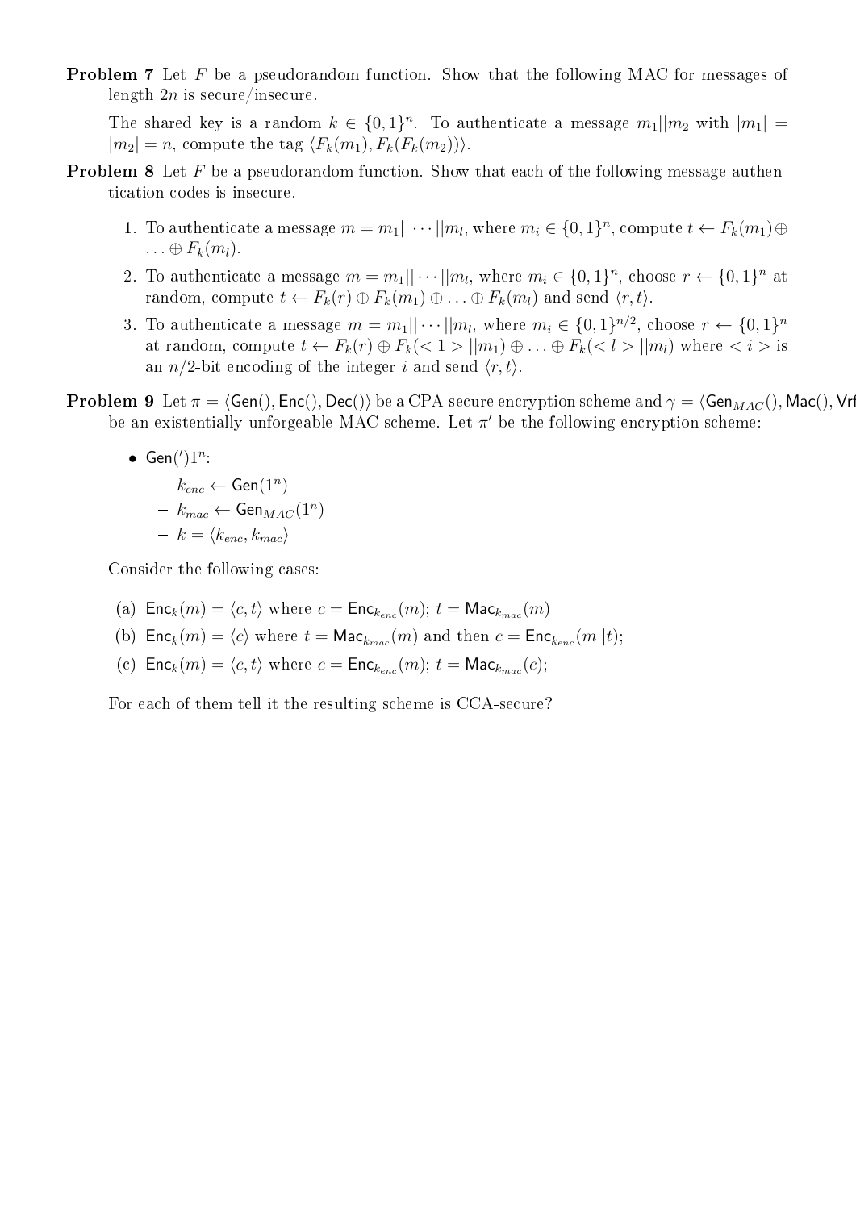**Problem 7** Let $F$ be a pseudorandom function. Show that the following MAC for messages of length $2n$ is secure/insecure.

The shared key is a random $k \in \{0,1\}^n$. To authenticate a message $m_1||m_2$ with $|m_1| = |m_2| = n$, compute the tag $\langle F_k(m_1), F_k(F_k(m_2))\rangle$.

**Problem 8** Let $F$ be a pseudorandom function. Show that each of the following message authentication codes is insecure.

1. To authenticate a message $m = m_1|| \cdots ||m_l$, where $m_i \in \{0,1\}^n$, compute $t \leftarrow F_k(m_1) \oplus \ldots \oplus F_k(m_l)$.
2. To authenticate a message $m = m_1|| \cdots ||m_l$, where $m_i \in \{0,1\}^n$, choose $r \leftarrow \{0,1\}^n$ at random, compute $t \leftarrow F_k(r) \oplus F_k(m_1) \oplus \ldots \oplus F_k(m_l)$ and send $\langle r, t\rangle$.
3. To authenticate a message $m = m_1|| \cdots ||m_l$, where $m_i \in \{0,1\}^{n/2}$, choose $r \leftarrow \{0,1\}^n$ at random, compute $t \leftarrow F_k(r) \oplus F_k(<1>||m_1) \oplus \ldots \oplus F_k(<l>||m_l)$ where $<i>$ is an $n/2$-bit encoding of the integer $i$ and send $\langle r, t\rangle$.

**Problem 9** Let $\pi = \langle \mathsf{Gen}(), \mathsf{Enc}(), \mathsf{Dec}()\rangle$ be a CPA-secure encryption scheme and $\gamma = \langle \mathsf{Gen}_{MAC}(), \mathsf{Mac}(), \mathsf{Vrf}$ be an existentially unforgeable MAC scheme. Let $\pi'$ be the following encryption scheme:

- $\mathsf{Gen}(')1^n$:
  - $k_{enc} \leftarrow \mathsf{Gen}(1^n)$
  - $k_{mac} \leftarrow \mathsf{Gen}_{MAC}(1^n)$
  - $k = \langle k_{enc}, k_{mac}\rangle$

Consider the following cases:

(a) $\mathsf{Enc}_k(m) = \langle c, t\rangle$ where $c = \mathsf{Enc}_{k_{enc}}(m)$; $t = \mathsf{Mac}_{k_{mac}}(m)$

(b) $\mathsf{Enc}_k(m) = \langle c\rangle$ where $t = \mathsf{Mac}_{k_{mac}}(m)$ and then $c = \mathsf{Enc}_{k_{enc}}(m||t)$;

(c) $\mathsf{Enc}_k(m) = \langle c, t\rangle$ where $c = \mathsf{Enc}_{k_{enc}}(m)$; $t = \mathsf{Mac}_{k_{mac}}(c)$;

For each of them tell it the resulting scheme is CCA-secure?